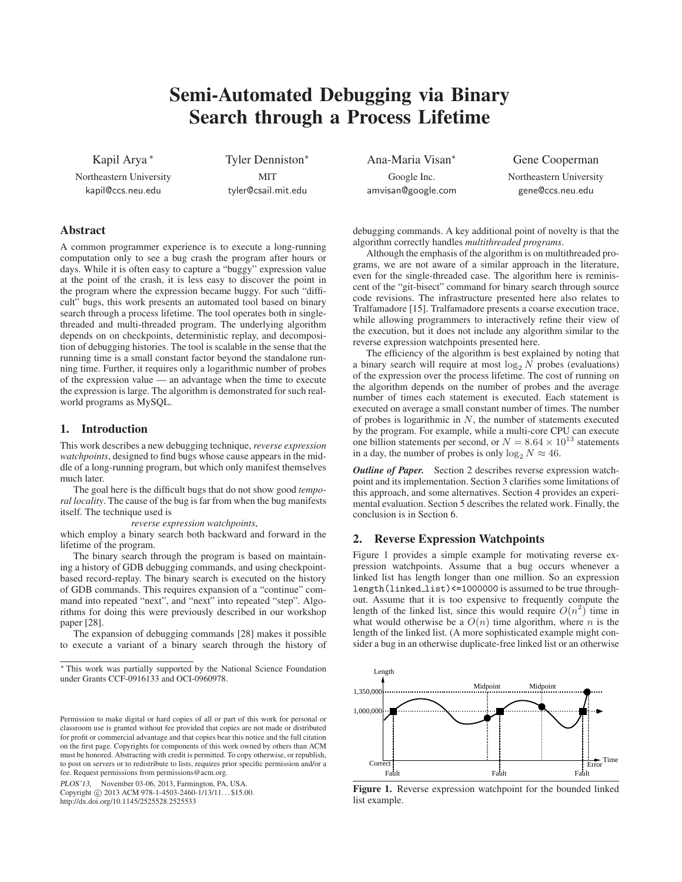# Semi-Automated Debugging via Binary Search through a Process Lifetime

Kapil Arya [*]
Northeastern University
kapil@ccs.neu.edu

Tyler Denniston[*]
MIT
tyler@csail.mit.edu

Ana-Maria Visan[*]
Google Inc.
amvisan@google.com

Gene Cooperman
Northeastern University
gene@ccs.neu.edu

## Abstract

A common programmer experience is to execute a long-running computation only to see a bug crash the program after hours or days. While it is often easy to capture a "buggy" expression value at the point of the crash, it is less easy to discover the point in the program where the expression became buggy. For such "difficult" bugs, this work presents an automated tool based on binary search through a process lifetime. The tool operates both in single-threaded and multi-threaded program. The underlying algorithm depends on on checkpoints, deterministic replay, and decomposition of debugging histories. The tool is scalable in the sense that the running time is a small constant factor beyond the standalone running time. Further, it requires only a logarithmic number of probes of the expression value — an advantage when the time to execute the expression is large. The algorithm is demonstrated for such real-world programs as MySQL.

## 1. Introduction

This work describes a new debugging technique, *reverse expression watchpoints*, designed to find bugs whose cause appears in the middle of a long-running program, but which only manifest themselves much later.

The goal here is the difficult bugs that do not show good *temporal locality*. The cause of the bug is far from when the bug manifests itself. The technique used is

*reverse expression watchpoints*,

which employ a binary search both backward and forward in the lifetime of the program.

The binary search through the program is based on maintaining a history of GDB debugging commands, and using checkpoint-based record-replay. The binary search is executed on the history of GDB commands. This requires expansion of a "continue" command into repeated "next", and "next" into repeated "step". Algorithms for doing this were previously described in our workshop paper [28].

The expansion of debugging commands [28] makes it possible to execute a variant of a binary search through the history of debugging commands. A key additional point of novelty is that the algorithm correctly handles *multithreaded programs*.

Although the emphasis of the algorithm is on multithreaded programs, we are not aware of a similar approach in the literature, even for the single-threaded case. The algorithm here is reminiscent of the "git-bisect" command for binary search through source code revisions. The infrastructure presented here also relates to Tralfamadore [15]. Tralfamadore presents a coarse execution trace, while allowing programmers to interactively refine their view of the execution, but it does not include any algorithm similar to the reverse expression watchpoints presented here.

The efficiency of the algorithm is best explained by noting that a binary search will require at most $\log_2 N$ probes (evaluations) of the expression over the process lifetime. The cost of running on the algorithm depends on the number of probes and the average number of times each statement is executed. Each statement is executed on average a small constant number of times. The number of probes is logarithmic in $N$, the number of statements executed by the program. For example, while a multi-core CPU can execute one billion statements per second, or $N = 8.64 \times 10^{13}$ statements in a day, the number of probes is only $\log_2 N \approx 46$.

***Outline of Paper.*** Section 2 describes reverse expression watchpoint and its implementation. Section 3 clarifies some limitations of this approach, and some alternatives. Section 4 provides an experimental evaluation. Section 5 describes the related work. Finally, the conclusion is in Section 6.

## 2. Reverse Expression Watchpoints

Figure 1 provides a simple example for motivating reverse expression watchpoints. Assume that a bug occurs whenever a linked list has length longer than one million. So an expression `length(linked_list)<=1000000` is assumed to be true throughout. Assume that it is too expensive to frequently compute the length of the linked list, since this would require $O(n^2)$ time in what would otherwise be a $O(n)$ time algorithm, where $n$ is the length of the linked list. (A more sophisticated example might consider a bug in an otherwise duplicate-free linked list or an otherwise

**Figure 1.** Reverse expression watchpoint for the bounded linked list example.

---

[*] This work was partially supported by the National Science Foundation under Grants CCF-0916133 and OCI-0960978.

Permission to make digital or hard copies of all or part of this work for personal or classroom use is granted without fee provided that copies are not made or distributed for profit or commercial advantage and that copies bear this notice and the full citation on the first page. Copyrights for components of this work owned by others than ACM must be honored. Abstracting with credit is permitted. To copy otherwise, or republish, to post on servers or to redistribute to lists, requires prior specific permission and/or a fee. Request permissions from permissions@acm.org.

*PLOS'13*, November 03-06, 2013, Farmington, PA, USA.
Copyright © 2013 ACM 978-1-4503-2460-1/13/11. . . $15.00.
http://dx.doi.org/10.1145/2525528.2525533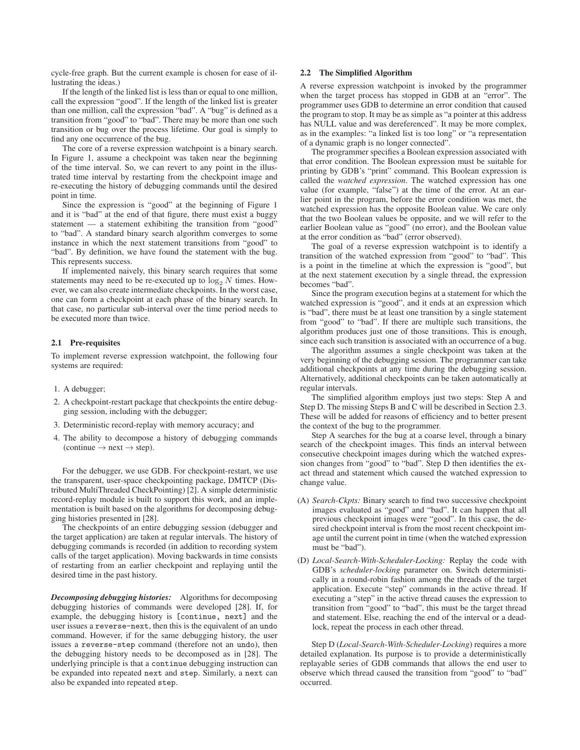cycle-free graph. But the current example is chosen for ease of illustrating the ideas.)

If the length of the linked list is less than or equal to one million, call the expression "good". If the length of the linked list is greater than one million, call the expression "bad". A "bug" is defined as a transition from "good" to "bad". There may be more than one such transition or bug over the process lifetime. Our goal is simply to find any one occurrence of the bug.

The core of a reverse expression watchpoint is a binary search. In Figure 1, assume a checkpoint was taken near the beginning of the time interval. So, we can revert to any point in the illustrated time interval by restarting from the checkpoint image and re-executing the history of debugging commands until the desired point in time.

Since the expression is "good" at the beginning of Figure 1 and it is "bad" at the end of that figure, there must exist a buggy statement — a statement exhibiting the transition from "good" to "bad". A standard binary search algorithm converges to some instance in which the next statement transitions from "good" to "bad". By definition, we have found the statement with the bug. This represents success.

If implemented naively, this binary search requires that some statements may need to be re-executed up to $\log_2 N$ times. However, we can also create intermediate checkpoints. In the worst case, one can form a checkpoint at each phase of the binary search. In that case, no particular sub-interval over the time period needs to be executed more than twice.

### 2.1 Pre-requisites

To implement reverse expression watchpoint, the following four systems are required:

1. A debugger;
2. A checkpoint-restart package that checkpoints the entire debugging session, including with the debugger;
3. Deterministic record-replay with memory accuracy; and
4. The ability to decompose a history of debugging commands (continue → next → step).

For the debugger, we use GDB. For checkpoint-restart, we use the transparent, user-space checkpointing package, DMTCP (Distributed MultiThreaded CheckPointing) [2]. A simple deterministic record-replay module is built to support this work, and an implementation is built based on the algorithms for decomposing debugging histories presented in [28].

The checkpoints of an entire debugging session (debugger and the target application) are taken at regular intervals. The history of debugging commands is recorded (in addition to recording system calls of the target application). Moving backwards in time consists of restarting from an earlier checkpoint and replaying until the desired time in the past history.

***Decomposing debugging histories:*** Algorithms for decomposing debugging histories of commands were developed [28]. If, for example, the debugging history is `[continue, next]` and the user issues a `reverse-next`, then this is the equivalent of an `undo` command. However, if for the same debugging history, the user issues a `reverse-step` command (therefore not an `undo`), then the debugging history needs to be decomposed as in [28]. The underlying principle is that a `continue` debugging instruction can be expanded into repeated `next` and `step`. Similarly, a `next` can also be expanded into repeated `step`.

### 2.2 The Simplified Algorithm

A reverse expression watchpoint is invoked by the programmer when the target process has stopped in GDB at an "error". The programmer uses GDB to determine an error condition that caused the program to stop. It may be as simple as "a pointer at this address has NULL value and was dereferenced". It may be more complex, as in the examples: "a linked list is too long" or "a representation of a dynamic graph is no longer connected".

The programmer specifies a Boolean expression associated with that error condition. The Boolean expression must be suitable for printing by GDB's "print" command. This Boolean expression is called the *watched expression*. The watched expression has one value (for example, "false") at the time of the error. At an earlier point in the program, before the error condition was met, the watched expression has the opposite Boolean value. We care only that the two Boolean values be opposite, and we will refer to the earlier Boolean value as "good" (no error), and the Boolean value at the error condition as "bad" (error observed).

The goal of a reverse expression watchpoint is to identify a transition of the watched expression from "good" to "bad". This is a point in the timeline at which the expression is "good", but at the next statement execution by a single thread, the expression becomes "bad".

Since the program execution begins at a statement for which the watched expression is "good", and it ends at an expression which is "bad", there must be at least one transition by a single statement from "good" to "bad". If there are multiple such transitions, the algorithm produces just one of those transitions. This is enough, since each such transition is associated with an occurrence of a bug.

The algorithm assumes a single checkpoint was taken at the very beginning of the debugging session. The programmer can take additional checkpoints at any time during the debugging session. Alternatively, additional checkpoints can be taken automatically at regular intervals.

The simplified algorithm employs just two steps: Step A and Step D. The missing Steps B and C will be described in Section 2.3. These will be added for reasons of efficiency and to better present the context of the bug to the programmer.

Step A searches for the bug at a coarse level, through a binary search of the checkpoint images. This finds an interval between consecutive checkpoint images during which the watched expression changes from "good" to "bad". Step D then identifies the exact thread and statement which caused the watched expression to change value.

- (A) *Search-Ckpts:* Binary search to find two successive checkpoint images evaluated as "good" and "bad". It can happen that all previous checkpoint images were "good". In this case, the desired checkpoint interval is from the most recent checkpoint image until the current point in time (when the watched expression must be "bad").
- (D) *Local-Search-With-Scheduler-Locking:* Replay the code with GDB's *scheduler-locking* parameter on. Switch deterministically in a round-robin fashion among the threads of the target application. Execute "step" commands in the active thread. If executing a "step" in the active thread causes the expression to transition from "good" to "bad", this must be the target thread and statement. Else, reaching the end of the interval or a deadlock, repeat the process in each other thread.

Step D (*Local-Search-With-Scheduler-Locking*) requires a more detailed explanation. Its purpose is to provide a deterministically replayable series of GDB commands that allows the end user to observe which thread caused the transition from "good" to "bad" occurred.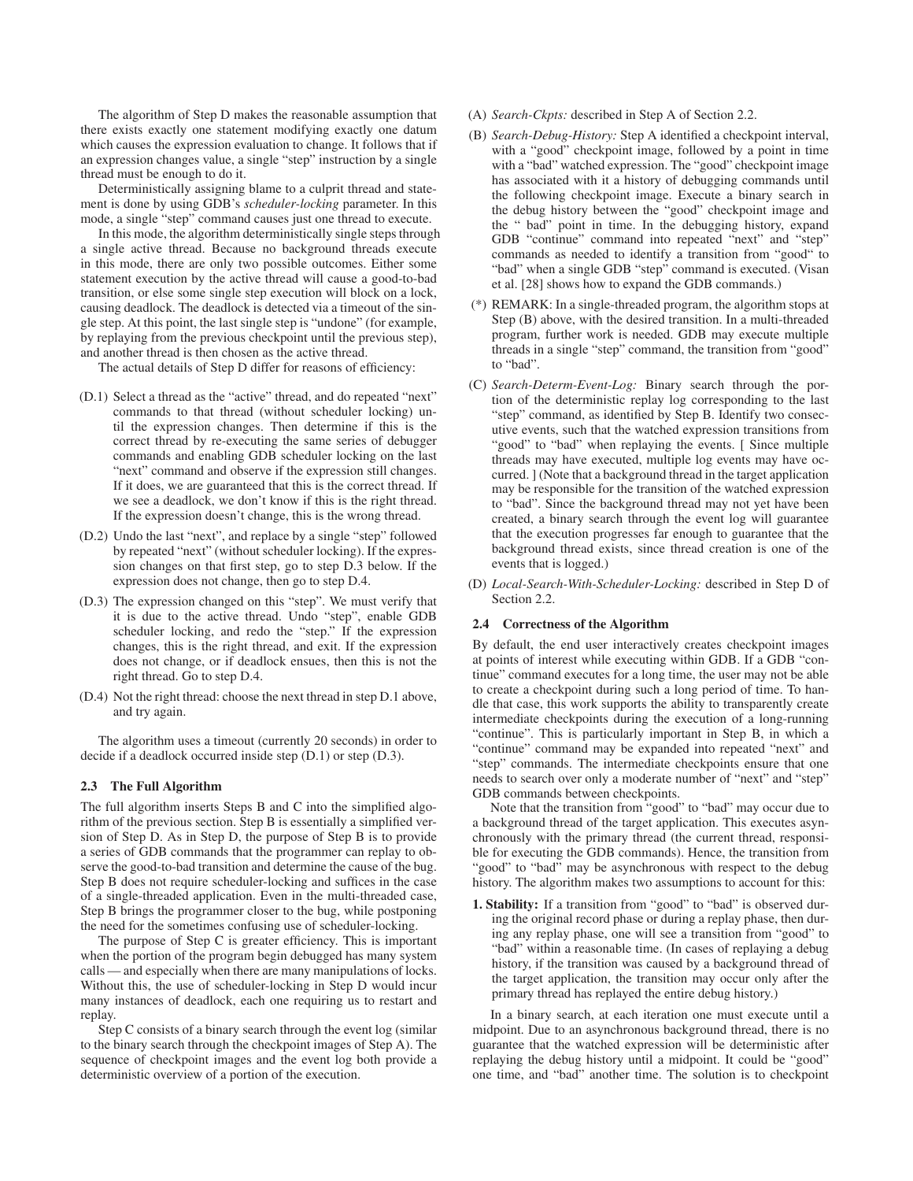The algorithm of Step D makes the reasonable assumption that there exists exactly one statement modifying exactly one datum which causes the expression evaluation to change. It follows that if an expression changes value, a single "step" instruction by a single thread must be enough to do it.

Deterministically assigning blame to a culprit thread and statement is done by using GDB's *scheduler-locking* parameter. In this mode, a single "step" command causes just one thread to execute.

In this mode, the algorithm deterministically single steps through a single active thread. Because no background threads execute in this mode, there are only two possible outcomes. Either some statement execution by the active thread will cause a good-to-bad transition, or else some single step execution will block on a lock, causing deadlock. The deadlock is detected via a timeout of the single step. At this point, the last single step is "undone" (for example, by replaying from the previous checkpoint until the previous step), and another thread is then chosen as the active thread.

The actual details of Step D differ for reasons of efficiency:

(D.1) Select a thread as the "active" thread, and do repeated "next" commands to that thread (without scheduler locking) until the expression changes. Then determine if this is the correct thread by re-executing the same series of debugger commands and enabling GDB scheduler locking on the last "next" command and observe if the expression still changes. If it does, we are guaranteed that this is the correct thread. If we see a deadlock, we don't know if this is the right thread. If the expression doesn't change, this is the wrong thread.

(D.2) Undo the last "next", and replace by a single "step" followed by repeated "next" (without scheduler locking). If the expression changes on that first step, go to step D.3 below. If the expression does not change, then go to step D.4.

(D.3) The expression changed on this "step". We must verify that it is due to the active thread. Undo "step", enable GDB scheduler locking, and redo the "step." If the expression changes, this is the right thread, and exit. If the expression does not change, or if deadlock ensues, then this is not the right thread. Go to step D.4.

(D.4) Not the right thread: choose the next thread in step D.1 above, and try again.

The algorithm uses a timeout (currently 20 seconds) in order to decide if a deadlock occurred inside step (D.1) or step (D.3).

### 2.3 The Full Algorithm

The full algorithm inserts Steps B and C into the simplified algorithm of the previous section. Step B is essentially a simplified version of Step D. As in Step D, the purpose of Step B is to provide a series of GDB commands that the programmer can replay to observe the good-to-bad transition and determine the cause of the bug. Step B does not require scheduler-locking and suffices in the case of a single-threaded application. Even in the multi-threaded case, Step B brings the programmer closer to the bug, while postponing the need for the sometimes confusing use of scheduler-locking.

The purpose of Step C is greater efficiency. This is important when the portion of the program begin debugged has many system calls — and especially when there are many manipulations of locks. Without this, the use of scheduler-locking in Step D would incur many instances of deadlock, each one requiring us to restart and replay.

Step C consists of a binary search through the event log (similar to the binary search through the checkpoint images of Step A). The sequence of checkpoint images and the event log both provide a deterministic overview of a portion of the execution.

(A) *Search-Ckpts:* described in Step A of Section 2.2.

(B) *Search-Debug-History:* Step A identified a checkpoint interval, with a "good" checkpoint image, followed by a point in time with a "bad" watched expression. The "good" checkpoint image has associated with it a history of debugging commands until the following checkpoint image. Execute a binary search in the debug history between the "good" checkpoint image and the " bad" point in time. In the debugging history, expand GDB "continue" command into repeated "next" and "step" commands as needed to identify a transition from "good" to "bad" when a single GDB "step" command is executed. (Visan et al. [28] shows how to expand the GDB commands.)

(*) REMARK: In a single-threaded program, the algorithm stops at Step (B) above, with the desired transition. In a multi-threaded program, further work is needed. GDB may execute multiple threads in a single "step" command, the transition from "good" to "bad".

(C) *Search-Determ-Event-Log:* Binary search through the portion of the deterministic replay log corresponding to the last "step" command, as identified by Step B. Identify two consecutive events, such that the watched expression transitions from "good" to "bad" when replaying the events. [ Since multiple threads may have executed, multiple log events may have occurred. ] (Note that a background thread in the target application may be responsible for the transition of the watched expression to "bad". Since the background thread may not yet have been created, a binary search through the event log will guarantee that the execution progresses far enough to guarantee that the background thread exists, since thread creation is one of the events that is logged.)

(D) *Local-Search-With-Scheduler-Locking:* described in Step D of Section 2.2.

### 2.4 Correctness of the Algorithm

By default, the end user interactively creates checkpoint images at points of interest while executing within GDB. If a GDB "continue" command executes for a long time, the user may not be able to create a checkpoint during such a long period of time. To handle that case, this work supports the ability to transparently create intermediate checkpoints during the execution of a long-running "continue". This is particularly important in Step B, in which a "continue" command may be expanded into repeated "next" and "step" commands. The intermediate checkpoints ensure that one needs to search over only a moderate number of "next" and "step" GDB commands between checkpoints.

Note that the transition from "good" to "bad" may occur due to a background thread of the target application. This executes asynchronously with the primary thread (the current thread, responsible for executing the GDB commands). Hence, the transition from "good" to "bad" may be asynchronous with respect to the debug history. The algorithm makes two assumptions to account for this:

**1. Stability:** If a transition from "good" to "bad" is observed during the original record phase or during a replay phase, then during any replay phase, one will see a transition from "good" to "bad" within a reasonable time. (In cases of replaying a debug history, if the transition was caused by a background thread of the target application, the transition may occur only after the primary thread has replayed the entire debug history.)

In a binary search, at each iteration one must execute until a midpoint. Due to an asynchronous background thread, there is no guarantee that the watched expression will be deterministic after replaying the debug history until a midpoint. It could be "good" one time, and "bad" another time. The solution is to checkpoint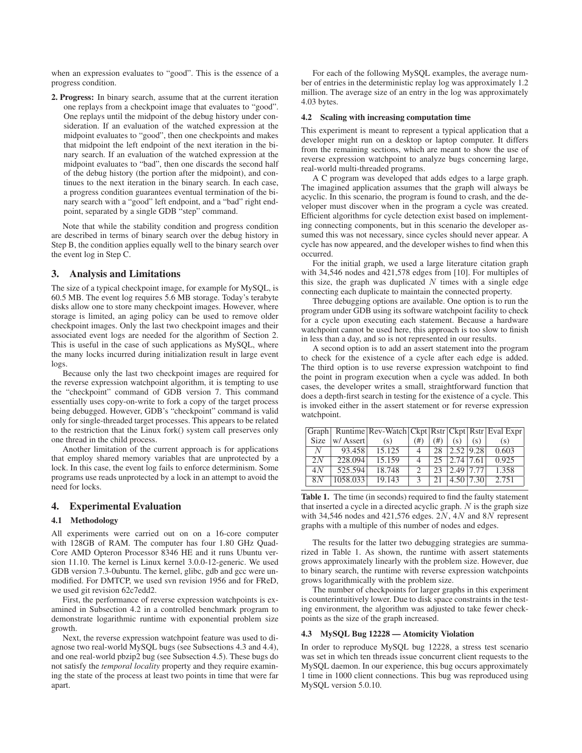when an expression evaluates to "good". This is the essence of a progress condition.

**2. Progress:** In binary search, assume that at the current iteration one replays from a checkpoint image that evaluates to "good". One replays until the midpoint of the debug history under consideration. If an evaluation of the watched expression at the midpoint evaluates to "good", then one checkpoints and makes that midpoint the left endpoint of the next iteration in the binary search. If an evaluation of the watched expression at the midpoint evaluates to "bad", then one discards the second half of the debug history (the portion after the midpoint), and continues to the next iteration in the binary search. In each case, a progress condition guarantees eventual termination of the binary search with a "good" left endpoint, and a "bad" right endpoint, separated by a single GDB "step" command.

Note that while the stability condition and progress condition are described in terms of binary search over the debug history in Step B, the condition applies equally well to the binary search over the event log in Step C.

## 3. Analysis and Limitations

The size of a typical checkpoint image, for example for MySQL, is 60.5 MB. The event log requires 5.6 MB storage. Today's terabyte disks allow one to store many checkpoint images. However, where storage is limited, an aging policy can be used to remove older checkpoint images. Only the last two checkpoint images and their associated event logs are needed for the algorithm of Section 2. This is useful in the case of such applications as MySQL, where the many locks incurred during initialization result in large event logs.

Because only the last two checkpoint images are required for the reverse expression watchpoint algorithm, it is tempting to use the "checkpoint" command of GDB version 7. This command essentially uses copy-on-write to fork a copy of the target process being debugged. However, GDB's "checkpoint" command is valid only for single-threaded target processes. This appears to be related to the restriction that the Linux fork() system call preserves only one thread in the child process.

Another limitation of the current approach is for applications that employ shared memory variables that are unprotected by a lock. In this case, the event log fails to enforce determinism. Some programs use reads unprotected by a lock in an attempt to avoid the need for locks.

## 4. Experimental Evaluation

### 4.1 Methodology

All experiments were carried out on on a 16-core computer with 128GB of RAM. The computer has four 1.80 GHz Quad-Core AMD Opteron Processor 8346 HE and it runs Ubuntu version 11.10. The kernel is Linux kernel 3.0.0-12-generic. We used GDB version 7.3-0ubuntu. The kernel, glibc, gdb and gcc were unmodified. For DMTCP, we used svn revision 1956 and for FReD, we used git revision 62c7edd2.

First, the performance of reverse expression watchpoints is examined in Subsection 4.2 in a controlled benchmark program to demonstrate logarithmic runtime with exponential problem size growth.

Next, the reverse expression watchpoint feature was used to diagnose two real-world MySQL bugs (see Subsections 4.3 and 4.4), and one real-world pbzip2 bug (see Subsection 4.5). These bugs do not satisfy the *temporal locality* property and they require examining the state of the process at least two points in time that were far apart.

For each of the following MySQL examples, the average number of entries in the deterministic replay log was approximately 1.2 million. The average size of an entry in the log was approximately 4.03 bytes.

### 4.2 Scaling with increasing computation time

This experiment is meant to represent a typical application that a developer might run on a desktop or laptop computer. It differs from the remaining sections, which are meant to show the use of reverse expression watchpoint to analyze bugs concerning large, real-world multi-threaded programs.

A C program was developed that adds edges to a large graph. The imagined application assumes that the graph will always be acyclic. In this scenario, the program is found to crash, and the developer must discover when in the program a cycle was created. Efficient algorithms for cycle detection exist based on implementing connecting components, but in this scenario the developer assumed this was not necessary, since cycles should never appear. A cycle has now appeared, and the developer wishes to find when this occurred.

For the initial graph, we used a large literature citation graph with 34,546 nodes and 421,578 edges from [10]. For multiples of this size, the graph was duplicated $N$ times with a single edge connecting each duplicate to maintain the connected property.

Three debugging options are available. One option is to run the program under GDB using its software watchpoint facility to check for a cycle upon executing each statement. Because a hardware watchpoint cannot be used here, this approach is too slow to finish in less than a day, and so is not represented in our results.

A second option is to add an assert statement into the program to check for the existence of a cycle after each edge is added. The third option is to use reverse expression watchpoint to find the point in program execution when a cycle was added. In both cases, the developer writes a small, straightforward function that does a depth-first search in testing for the existence of a cycle. This is invoked either in the assert statement or for reverse expression watchpoint.

| Graph Size | Runtime w/ Assert | Rev-Watch (s) | Ckpt (#) | Rstr (#) | Ckpt (s) | Rstr (s) | Eval Expr (s) |
|---|---|---|---|---|---|---|---|
| $N$ | 93.458 | 15.125 | 4 | 28 | 2.52 | 9.28 | 0.603 |
| $2N$ | 228.094 | 15.159 | 4 | 25 | 2.74 | 7.61 | 0.925 |
| $4N$ | 525.594 | 18.748 | 2 | 23 | 2.49 | 7.77 | 1.358 |
| $8N$ | 1058.033 | 19.143 | 3 | 21 | 4.50 | 7.30 | 2.751 |

**Table 1.** The time (in seconds) required to find the faulty statement that inserted a cycle in a directed acyclic graph. $N$ is the graph size with 34,546 nodes and 421,576 edges. $2N$, $4N$ and $8N$ represent graphs with a multiple of this number of nodes and edges.

The results for the latter two debugging strategies are summarized in Table 1. As shown, the runtime with assert statements grows approximately linearly with the problem size. However, due to binary search, the runtime with reverse expression watchpoints grows logarithmically with the problem size.

The number of checkpoints for larger graphs in this experiment is counterintuitively lower. Due to disk space constraints in the testing environment, the algorithm was adjusted to take fewer checkpoints as the size of the graph increased.

### 4.3 MySQL Bug 12228 — Atomicity Violation

In order to reproduce MySQL bug 12228, a stress test scenario was set in which ten threads issue concurrent client requests to the MySQL daemon. In our experience, this bug occurs approximately 1 time in 1000 client connections. This bug was reproduced using MySQL version 5.0.10.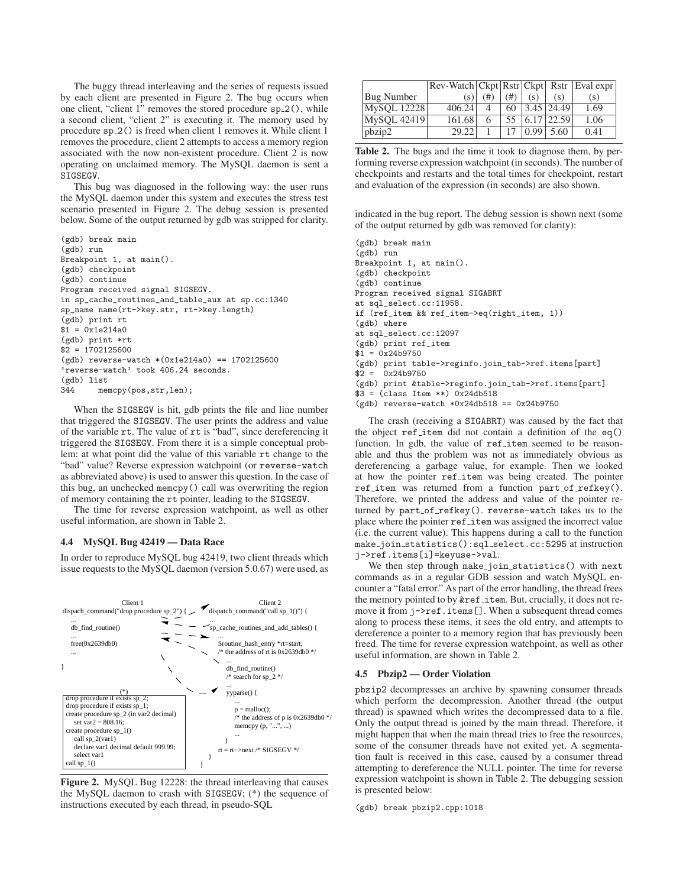The buggy thread interleaving and the series of requests issued by each client are presented in Figure 2. The bug occurs when one client, "client 1" removes the stored procedure sp_2(), while a second client, "client 2" is executing it. The memory used by procedure sp_2() is freed when client 1 removes it. While client 1 removes the procedure, client 2 attempts to access a memory region associated with the now non-existent procedure. Client 2 is now operating on unclaimed memory. The MySQL daemon is sent a SIGSEGV.

This bug was diagnosed in the following way: the user runs the MySQL daemon under this system and executes the stress test scenario presented in Figure 2. The debug session is presented below. Some of the output returned by gdb was stripped for clarity.

```
(gdb) break main
(gdb) run
Breakpoint 1, at main().
(gdb) checkpoint
(gdb) continue
Program received signal SIGSEGV.
in sp_cache_routines_and_table_aux at sp.cc:1340
sp_name name(rt->key.str, rt->key.length)
(gdb) print rt
$1 = 0x1e214a0
(gdb) print *rt
$2 = 1702125600
(gdb) reverse-watch *(0x1e214a0) == 1702125600
'reverse-watch' took 406.24 seconds.
(gdb) list
344      memcpy(pos,str,len);
```

When the SIGSEGV is hit, gdb prints the file and line number that triggered the SIGSEGV. The user prints the address and value of the variable rt. The value of rt is "bad", since dereferencing it triggered the SIGSEGV. From there it is a simple conceptual problem: at what point did the value of this variable rt change to the "bad" value? Reverse expression watchpoint (or reverse-watch as abbreviated above) is used to answer this question. In the case of this bug, an unchecked memcpy() call was overwriting the region of memory containing the rt pointer, leading to the SIGSEGV.

The time for reverse expression watchpoint, as well as other useful information, are shown in Table 2.

### 4.4 MySQL Bug 42419 — Data Race

In order to reproduce MySQL bug 42419, two client threads which issue requests to the MySQL daemon (version 5.0.67) were used, as

```
Client 1                                              Client 2
dispach_command("drop procedure sp_2") {              dispatch_command("call sp_1()") {
   ...                                                   ...
   db_find_routine()                                     sp_cache_routines_and_add_tables() {
   ...                                                      ...
   free(0x2639db0)                                          Sroutine_hash_entry *rt=start;
   ...                                                      /* the address of rt is 0x2639db0 */
}                                                           ...
                                                            db_find_routine()
                                                            /* search for sp_2 */
                                                            ...
                                                            yyparse() {
                                                               ...
                                                               p = malloc();
                                                               /* the address of p is 0x2639db0 */
                                                               memcpy (p, "...", ...)
                                                               ...
                                                            }
                                                            rt = rt->next /* SIGSEGV */
                                                         }
                                                      }

(*)
drop procedure if exists sp_2;
drop procedure if exists sp_1;
create procedure sp_2 (in var2 decimal)
   set var2 = 808.16;
create procedure sp_1()
   call sp_2(var1)
   declare var1 decimal default 999.99;
   select var1
call sp_1()
```

**Figure 2.** MySQL Bug 12228: the thread interleaving that causes the MySQL daemon to crash with SIGSEGV; (*) the sequence of instructions executed by each thread, in pseudo-SQL

| Bug Number | Rev-Watch (s) | Ckpt (#) | Rstr (#) | Ckpt (s) | Rstr (s) | Eval expr (s) |
|---|---|---|---|---|---|---|
| MySQL 12228 | 406.24 | 4 | 60 | 3.45 | 24.49 | 1.69 |
| MySQL 42419 | 161.68 | 6 | 55 | 6.17 | 22.59 | 1.06 |
| pbzip2 | 29.22 | 1 | 17 | 0.99 | 5.60 | 0.41 |

**Table 2.** The bugs and the time it took to diagnose them, by performing reverse expression watchpoint (in seconds). The number of checkpoints and restarts and the total times for checkpoint, restart and evaluation of the expression (in seconds) are also shown.

indicated in the bug report. The debug session is shown next (some of the output returned by gdb was removed for clarity):

```
(gdb) break main
(gdb) run
Breakpoint 1, at main().
(gdb) checkpoint
(gdb) continue
Program received signal SIGABRT
at sql_select.cc:11958.
if (ref_item && ref_item->eq(right_item, 1))
(gdb) where
at sql_select.cc:12097
(gdb) print ref_item
$1 = 0x24b9750
(gdb) print table->reginfo.join_tab->ref.items[part]
$2 =  0x24b9750
(gdb) print &table->reginfo.join_tab->ref.items[part]
$3 = (class Item **) 0x24db518
(gdb) reverse-watch *0x24db518 == 0x24b9750
```

The crash (receiving a SIGABRT) was caused by the fact that the object ref_item did not contain a definition of the eq() function. In gdb, the value of ref_item seemed to be reasonable and thus the problem was not as immediately obvious as dereferencing a garbage value, for example. Then we looked at how the pointer ref_item was being created. The pointer ref_item was returned from a function part_of_refkey(). Therefore, we printed the address and value of the pointer returned by part_of_refkey(). reverse-watch takes us to the place where the pointer ref_item was assigned the incorrect value (i.e. the current value). This happens during a call to the function make_join_statistics():sql_select.cc:5295 at instruction j->ref.items[i]=keyuse->val.

We then step through make_join_statistics() with next commands as in a regular GDB session and watch MySQL encounter a "fatal error." As part of the error handling, the thread frees the memory pointed to by &ref_item. But, critically, it does not remove it from j->ref.items[]. When a subsequent thread comes along to process these items, it sees the old entry, and attempts to dereference a pointer to a memory region that has previously been freed. The time for reverse expression watchpoint, as well as other useful information, are shown in Table 2.

### 4.5 Pbzip2 — Order Violation

pbzip2 decompresses an archive by spawning consumer threads which perform the decompression. Another thread (the output thread) is spawned which writes the decompressed data to a file. Only the output thread is joined by the main thread. Therefore, it might happen that when the main thread tries to free the resources, some of the consumer threads have not exited yet. A segmentation fault is received in this case, caused by a consumer thread attempting to dereference the NULL pointer. The time for reverse expression watchpoint is shown in Table 2. The debugging session is presented below:

```
(gdb) break pbzip2.cpp:1018
```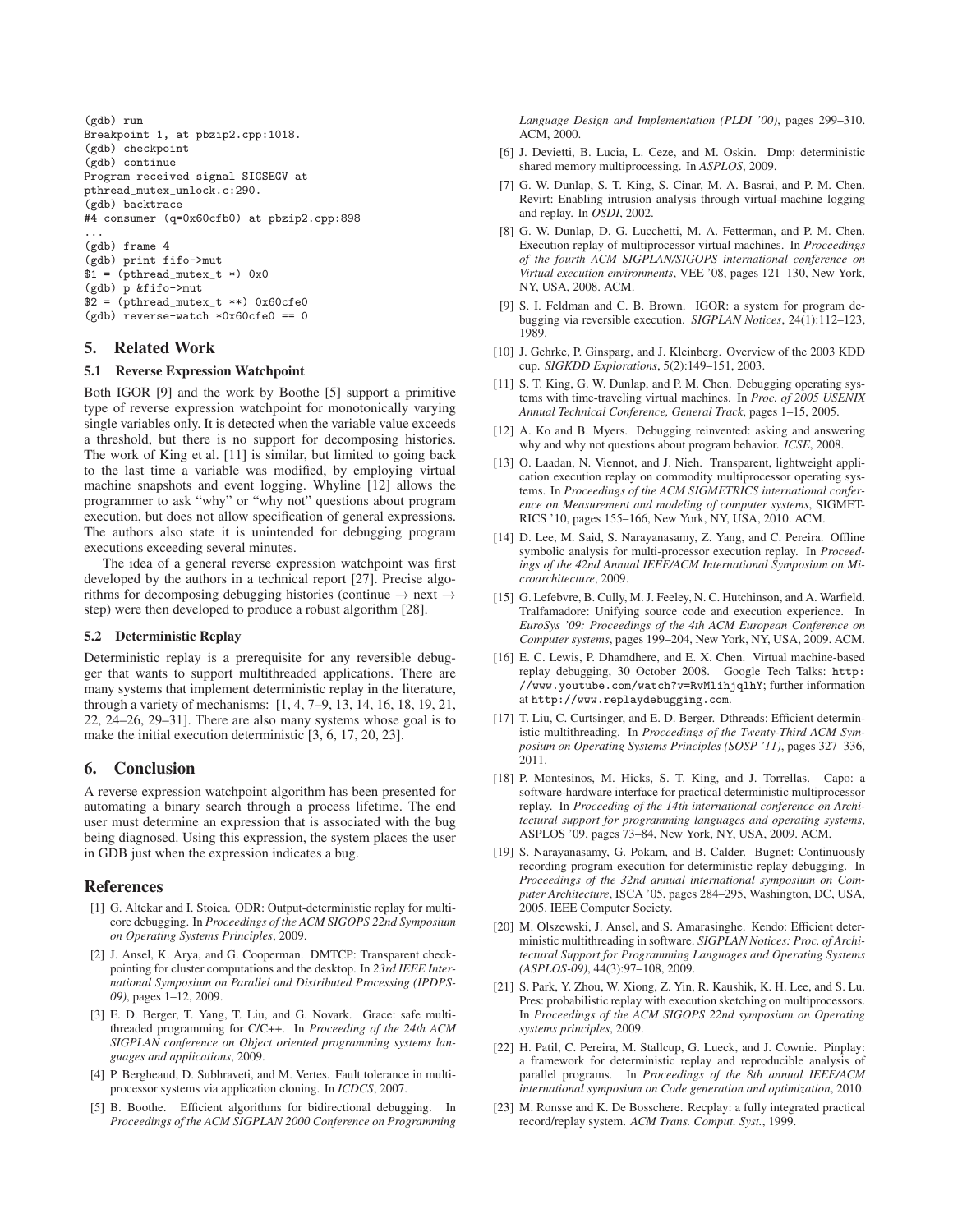```
(gdb) run
Breakpoint 1, at pbzip2.cpp:1018.
(gdb) checkpoint
(gdb) continue
Program received signal SIGSEGV at
pthread_mutex_unlock.c:290.
(gdb) backtrace
#4 consumer (q=0x60cfb0) at pbzip2.cpp:898
...
(gdb) frame 4
(gdb) print fifo->mut
$1 = (pthread_mutex_t *) 0x0
(gdb) p &fifo->mut
$2 = (pthread_mutex_t **) 0x60cfe0
(gdb) reverse-watch *0x60cfe0 == 0
```

## 5. Related Work

### 5.1 Reverse Expression Watchpoint

Both IGOR [9] and the work by Boothe [5] support a primitive type of reverse expression watchpoint for monotonically varying single variables only. It is detected when the variable value exceeds a threshold, but there is no support for decomposing histories. The work of King et al. [11] is similar, but limited to going back to the last time a variable was modified, by employing virtual machine snapshots and event logging. Whyline [12] allows the programmer to ask "why" or "why not" questions about program execution, but does not allow specification of general expressions. The authors also state it is unintended for debugging program executions exceeding several minutes.

The idea of a general reverse expression watchpoint was first developed by the authors in a technical report [27]. Precise algorithms for decomposing debugging histories (continue → next → step) were then developed to produce a robust algorithm [28].

### 5.2 Deterministic Replay

Deterministic replay is a prerequisite for any reversible debugger that wants to support multithreaded applications. There are many systems that implement deterministic replay in the literature, through a variety of mechanisms: [1, 4, 7–9, 13, 14, 16, 18, 19, 21, 22, 24–26, 29–31]. There are also many systems whose goal is to make the initial execution deterministic [3, 6, 17, 20, 23].

## 6. Conclusion

A reverse expression watchpoint algorithm has been presented for automating a binary search through a process lifetime. The end user must determine an expression that is associated with the bug being diagnosed. Using this expression, the system places the user in GDB just when the expression indicates a bug.

## References

[1] G. Altekar and I. Stoica. ODR: Output-deterministic replay for multicore debugging. In *Proceedings of the ACM SIGOPS 22nd Symposium on Operating Systems Principles*, 2009.

[2] J. Ansel, K. Arya, and G. Cooperman. DMTCP: Transparent checkpointing for cluster computations and the desktop. In *23rd IEEE International Symposium on Parallel and Distributed Processing (IPDPS-09)*, pages 1–12, 2009.

[3] E. D. Berger, T. Yang, T. Liu, and G. Novark. Grace: safe multithreaded programming for C/C++. In *Proceeding of the 24th ACM SIGPLAN conference on Object oriented programming systems languages and applications*, 2009.

[4] P. Bergheaud, D. Subhraveti, and M. Vertes. Fault tolerance in multiprocessor systems via application cloning. In *ICDCS*, 2007.

[5] B. Boothe. Efficient algorithms for bidirectional debugging. In *Proceedings of the ACM SIGPLAN 2000 Conference on Programming Language Design and Implementation (PLDI '00)*, pages 299–310. ACM, 2000.

[6] J. Devietti, B. Lucia, L. Ceze, and M. Oskin. Dmp: deterministic shared memory multiprocessing. In *ASPLOS*, 2009.

[7] G. W. Dunlap, S. T. King, S. Cinar, M. A. Basrai, and P. M. Chen. Revirt: Enabling intrusion analysis through virtual-machine logging and replay. In *OSDI*, 2002.

[8] G. W. Dunlap, D. G. Lucchetti, M. A. Fetterman, and P. M. Chen. Execution replay of multiprocessor virtual machines. In *Proceedings of the fourth ACM SIGPLAN/SIGOPS international conference on Virtual execution environments*, VEE '08, pages 121–130, New York, NY, USA, 2008. ACM.

[9] S. I. Feldman and C. B. Brown. IGOR: a system for program debugging via reversible execution. *SIGPLAN Notices*, 24(1):112–123, 1989.

[10] J. Gehrke, P. Ginsparg, and J. Kleinberg. Overview of the 2003 KDD cup. *SIGKDD Explorations*, 5(2):149–151, 2003.

[11] S. T. King, G. W. Dunlap, and P. M. Chen. Debugging operating systems with time-traveling virtual machines. In *Proc. of 2005 USENIX Annual Technical Conference, General Track*, pages 1–15, 2005.

[12] A. Ko and B. Myers. Debugging reinvented: asking and answering why and why not questions about program behavior. *ICSE*, 2008.

[13] O. Laadan, N. Viennot, and J. Nieh. Transparent, lightweight application execution replay on commodity multiprocessor operating systems. In *Proceedings of the ACM SIGMETRICS international conference on Measurement and modeling of computer systems*, SIGMETRICS '10, pages 155–166, New York, NY, USA, 2010. ACM.

[14] D. Lee, M. Said, S. Narayanasamy, Z. Yang, and C. Pereira. Offline symbolic analysis for multi-processor execution replay. In *Proceedings of the 42nd Annual IEEE/ACM International Symposium on Microarchitecture*, 2009.

[15] G. Lefebvre, B. Cully, M. J. Feeley, N. C. Hutchinson, and A. Warfield. Tralfamadore: Unifying source code and execution experience. In *EuroSys '09: Proceedings of the 4th ACM European Conference on Computer systems*, pages 199–204, New York, NY, USA, 2009. ACM.

[16] E. C. Lewis, P. Dhamdhere, and E. X. Chen. Virtual machine-based replay debugging, 30 October 2008. Google Tech Talks: http://www.youtube.com/watch?v=RvMlihjqlhY; further information at http://www.replaydebugging.com.

[17] T. Liu, C. Curtsinger, and E. D. Berger. Dthreads: Efficient deterministic multithreading. In *Proceedings of the Twenty-Third ACM Symposium on Operating Systems Principles (SOSP '11)*, pages 327–336, 2011.

[18] P. Montesinos, M. Hicks, S. T. King, and J. Torrellas. Capo: a software-hardware interface for practical deterministic multiprocessor replay. In *Proceeding of the 14th international conference on Architectural support for programming languages and operating systems*, ASPLOS '09, pages 73–84, New York, NY, USA, 2009. ACM.

[19] S. Narayanasamy, G. Pokam, and B. Calder. Bugnet: Continuously recording program execution for deterministic replay debugging. In *Proceedings of the 32nd annual international symposium on Computer Architecture*, ISCA '05, pages 284–295, Washington, DC, USA, 2005. IEEE Computer Society.

[20] M. Olszewski, J. Ansel, and S. Amarasinghe. Kendo: Efficient deterministic multithreading in software. *SIGPLAN Notices: Proc. of Architectural Support for Programming Languages and Operating Systems (ASPLOS-09)*, 44(3):97–108, 2009.

[21] S. Park, Y. Zhou, W. Xiong, Z. Yin, R. Kaushik, K. H. Lee, and S. Lu. Pres: probabilistic replay with execution sketching on multiprocessors. In *Proceedings of the ACM SIGOPS 22nd symposium on Operating systems principles*, 2009.

[22] H. Patil, C. Pereira, M. Stallcup, G. Lueck, and J. Cownie. Pinplay: a framework for deterministic replay and reproducible analysis of parallel programs. In *Proceedings of the 8th annual IEEE/ACM international symposium on Code generation and optimization*, 2010.

[23] M. Ronsse and K. De Bosschere. Recplay: a fully integrated practical record/replay system. *ACM Trans. Comput. Syst.*, 1999.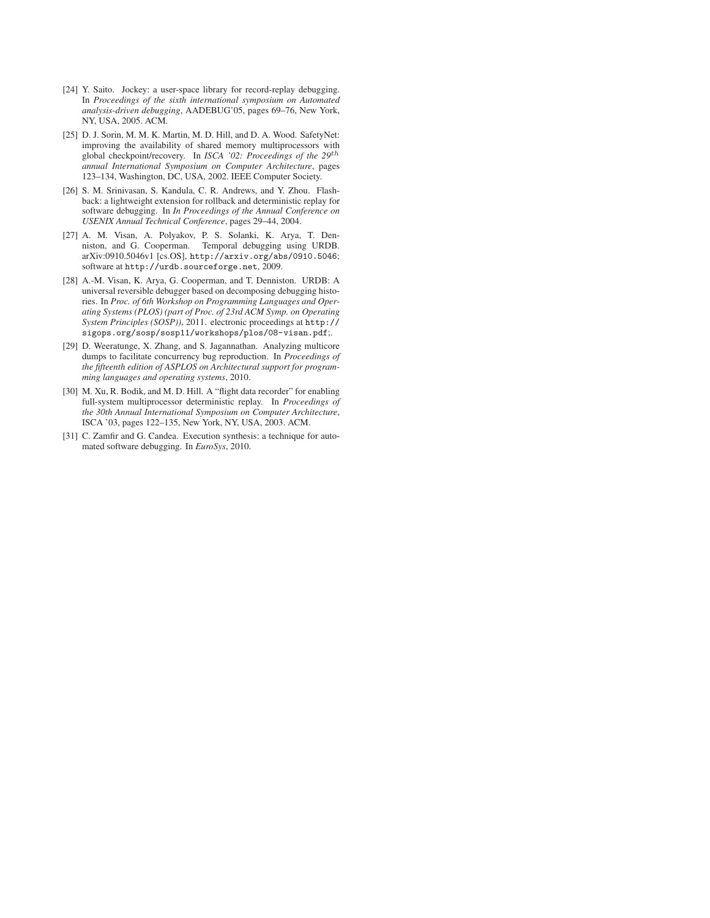[24] Y. Saito. Jockey: a user-space library for record-replay debugging. In *Proceedings of the sixth international symposium on Automated analysis-driven debugging*, AADEBUG'05, pages 69–76, New York, NY, USA, 2005. ACM.

[25] D. J. Sorin, M. M. K. Martin, M. D. Hill, and D. A. Wood. SafetyNet: improving the availability of shared memory multiprocessors with global checkpoint/recovery. In *ISCA '02: Proceedings of the 29$^{th}$ annual International Symposium on Computer Architecture*, pages 123–134, Washington, DC, USA, 2002. IEEE Computer Society.

[26] S. M. Srinivasan, S. Kandula, C. R. Andrews, and Y. Zhou. Flashback: a lightweight extension for rollback and deterministic replay for software debugging. In *In Proceedings of the Annual Conference on USENIX Annual Technical Conference*, pages 29–44, 2004.

[27] A. M. Visan, A. Polyakov, P. S. Solanki, K. Arya, T. Denniston, and G. Cooperman. Temporal debugging using URDB. arXiv:0910.5046v1 [cs.OS], `http://arxiv.org/abs/0910.5046`; software at `http://urdb.sourceforge.net`, 2009.

[28] A.-M. Visan, K. Arya, G. Cooperman, and T. Denniston. URDB: A universal reversible debugger based on decomposing debugging histories. In *Proc. of 6th Workshop on Programming Languages and Operating Systems (PLOS) (part of Proc. of 23rd ACM Symp. on Operating System Principles (SOSP))*, 2011. electronic proceedings at `http://sigops.org/sosp/sosp11/workshops/plos/08-visan.pdf`;.

[29] D. Weeratunge, X. Zhang, and S. Jagannathan. Analyzing multicore dumps to facilitate concurrency bug reproduction. In *Proceedings of the fifteenth edition of ASPLOS on Architectural support for programming languages and operating systems*, 2010.

[30] M. Xu, R. Bodik, and M. D. Hill. A "flight data recorder" for enabling full-system multiprocessor deterministic replay. In *Proceedings of the 30th Annual International Symposium on Computer Architecture*, ISCA '03, pages 122–135, New York, NY, USA, 2003. ACM.

[31] C. Zamfir and G. Candea. Execution synthesis: a technique for automated software debugging. In *EuroSys*, 2010.